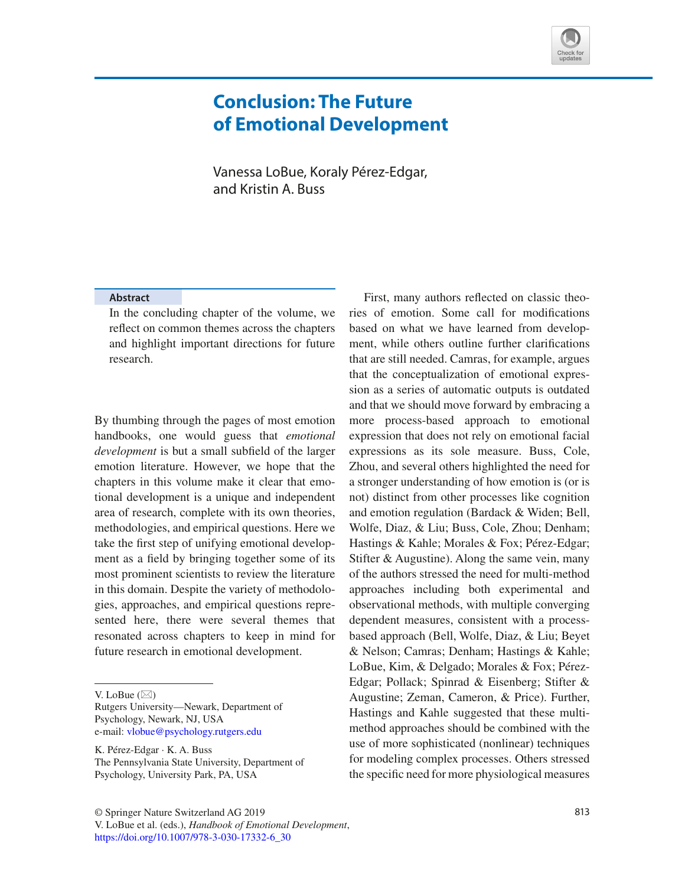# Conclusion: The Future of Emotional Development

Vanessa LoBue, Koraly Pérez-Edgar, and Kristin A. Buss

## Abstract

In the concluding chapter of the volume, we reflect on common themes across the chapters and highlight important directions for future research.

By thumbing through the pages of most emotion handbooks, one would guess that *emotional development* is but a small subfield of the larger emotion literature. However, we hope that the chapters in this volume make it clear that emotional development is a unique and independent area of research, complete with its own theories, methodologies, and empirical questions. Here we take the first step of unifying emotional development as a field by bringing together some of its most prominent scientists to review the literature in this domain. Despite the variety of methodologies, approaches, and empirical questions represented here, there were several themes that resonated across chapters to keep in mind for future research in emotional development.

First, many authors reflected on classic theories of emotion. Some call for modifications based on what we have learned from development, while others outline further clarifications that are still needed. Camras, for example, argues that the conceptualization of emotional expression as a series of automatic outputs is outdated and that we should move forward by embracing a more process-based approach to emotional expression that does not rely on emotional facial expressions as its sole measure. Buss, Cole, Zhou, and several others highlighted the need for a stronger understanding of how emotion is (or is not) distinct from other processes like cognition and emotion regulation (Bardack & Widen; Bell, Wolfe, Diaz, & Liu; Buss, Cole, Zhou; Denham; Hastings & Kahle; Morales & Fox; Pérez-Edgar; Stifter & Augustine). Along the same vein, many of the authors stressed the need for multi-method approaches including both experimental and observational methods, with multiple converging dependent measures, consistent with a process-based approach (Bell, Wolfe, Diaz, & Liu; Beyet & Nelson; Camras; Denham; Hastings & Kahle; LoBue, Kim, & Delgado; Morales & Fox; Pérez-Edgar; Pollack; Spinrad & Eisenberg; Stifter & Augustine; Zeman, Cameron, & Price). Further, Hastings and Kahle suggested that these multi-method approaches should be combined with the use of more sophisticated (nonlinear) techniques for modeling complex processes. Others stressed the specific need for more physiological measures

---

V. LoBue (✉)
Rutgers University—Newark, Department of Psychology, Newark, NJ, USA
e-mail: vlobue@psychology.rutgers.edu

K. Pérez-Edgar · K. A. Buss
The Pennsylvania State University, Department of Psychology, University Park, PA, USA

© Springer Nature Switzerland AG 2019
V. LoBue et al. (eds.), *Handbook of Emotional Development*,
https://doi.org/10.1007/978-3-030-17332-6_30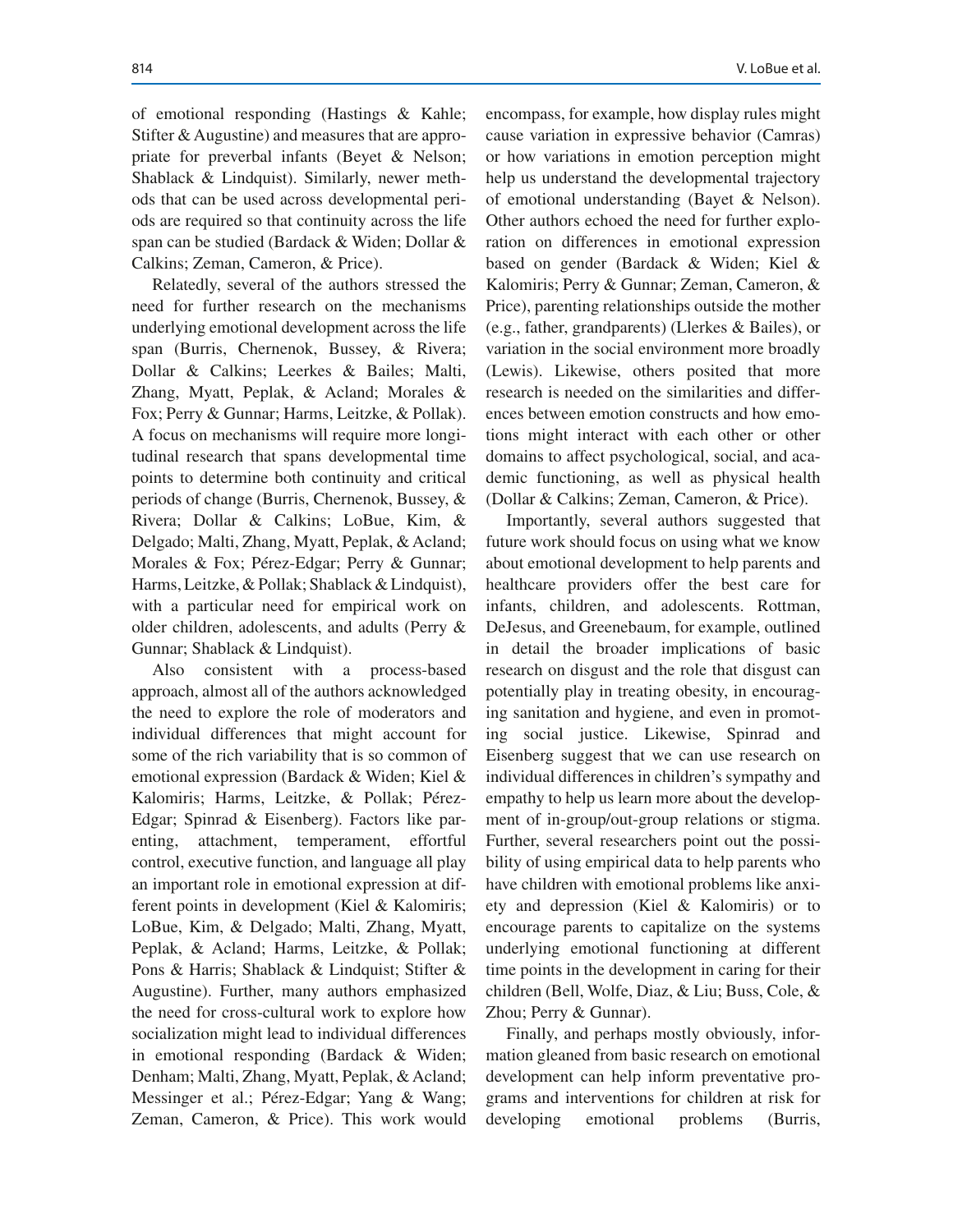of emotional responding (Hastings & Kahle; Stifter & Augustine) and measures that are appropriate for preverbal infants (Beyet & Nelson; Shablack & Lindquist). Similarly, newer methods that can be used across developmental periods are required so that continuity across the life span can be studied (Bardack & Widen; Dollar & Calkins; Zeman, Cameron, & Price).

Relatedly, several of the authors stressed the need for further research on the mechanisms underlying emotional development across the life span (Burris, Chernenok, Bussey, & Rivera; Dollar & Calkins; Leerkes & Bailes; Malti, Zhang, Myatt, Peplak, & Acland; Morales & Fox; Perry & Gunnar; Harms, Leitzke, & Pollak). A focus on mechanisms will require more longitudinal research that spans developmental time points to determine both continuity and critical periods of change (Burris, Chernenok, Bussey, & Rivera; Dollar & Calkins; LoBue, Kim, & Delgado; Malti, Zhang, Myatt, Peplak, & Acland; Morales & Fox; Pérez-Edgar; Perry & Gunnar; Harms, Leitzke, & Pollak; Shablack & Lindquist), with a particular need for empirical work on older children, adolescents, and adults (Perry & Gunnar; Shablack & Lindquist).

Also consistent with a process-based approach, almost all of the authors acknowledged the need to explore the role of moderators and individual differences that might account for some of the rich variability that is so common of emotional expression (Bardack & Widen; Kiel & Kalomiris; Harms, Leitzke, & Pollak; Pérez-Edgar; Spinrad & Eisenberg). Factors like parenting, attachment, temperament, effortful control, executive function, and language all play an important role in emotional expression at different points in development (Kiel & Kalomiris; LoBue, Kim, & Delgado; Malti, Zhang, Myatt, Peplak, & Acland; Harms, Leitzke, & Pollak; Pons & Harris; Shablack & Lindquist; Stifter & Augustine). Further, many authors emphasized the need for cross-cultural work to explore how socialization might lead to individual differences in emotional responding (Bardack & Widen; Denham; Malti, Zhang, Myatt, Peplak, & Acland; Messinger et al.; Pérez-Edgar; Yang & Wang; Zeman, Cameron, & Price). This work would encompass, for example, how display rules might cause variation in expressive behavior (Camras) or how variations in emotion perception might help us understand the developmental trajectory of emotional understanding (Bayet & Nelson). Other authors echoed the need for further exploration on differences in emotional expression based on gender (Bardack & Widen; Kiel & Kalomiris; Perry & Gunnar; Zeman, Cameron, & Price), parenting relationships outside the mother (e.g., father, grandparents) (Llerkes & Bailes), or variation in the social environment more broadly (Lewis). Likewise, others posited that more research is needed on the similarities and differences between emotion constructs and how emotions might interact with each other or other domains to affect psychological, social, and academic functioning, as well as physical health (Dollar & Calkins; Zeman, Cameron, & Price).

Importantly, several authors suggested that future work should focus on using what we know about emotional development to help parents and healthcare providers offer the best care for infants, children, and adolescents. Rottman, DeJesus, and Greenebaum, for example, outlined in detail the broader implications of basic research on disgust and the role that disgust can potentially play in treating obesity, in encouraging sanitation and hygiene, and even in promoting social justice. Likewise, Spinrad and Eisenberg suggest that we can use research on individual differences in children's sympathy and empathy to help us learn more about the development of in-group/out-group relations or stigma. Further, several researchers point out the possibility of using empirical data to help parents who have children with emotional problems like anxiety and depression (Kiel & Kalomiris) or to encourage parents to capitalize on the systems underlying emotional functioning at different time points in the development in caring for their children (Bell, Wolfe, Diaz, & Liu; Buss, Cole, & Zhou; Perry & Gunnar).

Finally, and perhaps mostly obviously, information gleaned from basic research on emotional development can help inform preventative programs and interventions for children at risk for developing emotional problems (Burris,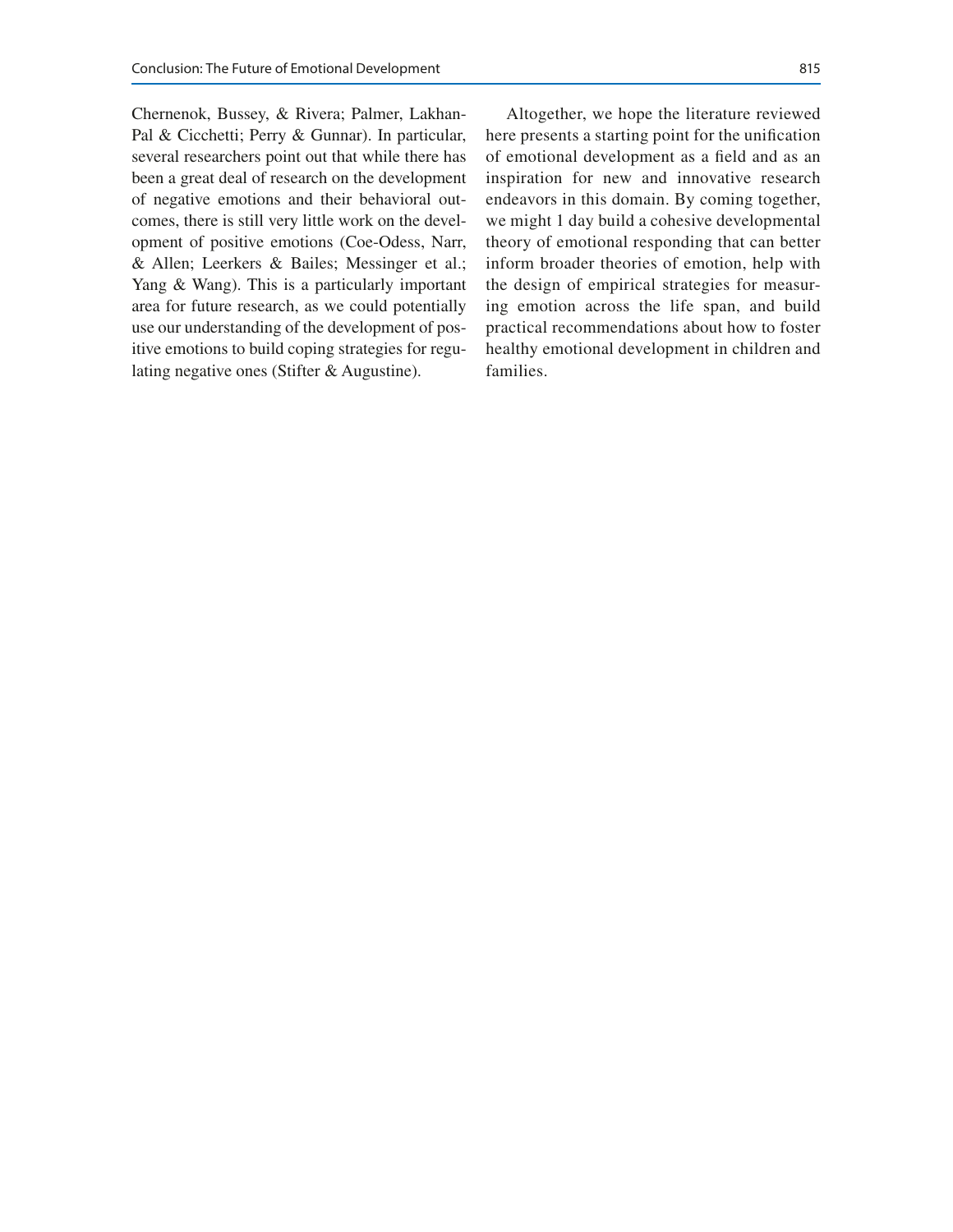Chernenok, Bussey, & Rivera; Palmer, Lakhan-Pal & Cicchetti; Perry & Gunnar). In particular, several researchers point out that while there has been a great deal of research on the development of negative emotions and their behavioral outcomes, there is still very little work on the development of positive emotions (Coe-Odess, Narr, & Allen; Leerkers & Bailes; Messinger et al.; Yang & Wang). This is a particularly important area for future research, as we could potentially use our understanding of the development of positive emotions to build coping strategies for regulating negative ones (Stifter & Augustine).

Altogether, we hope the literature reviewed here presents a starting point for the unification of emotional development as a field and as an inspiration for new and innovative research endeavors in this domain. By coming together, we might 1 day build a cohesive developmental theory of emotional responding that can better inform broader theories of emotion, help with the design of empirical strategies for measuring emotion across the life span, and build practical recommendations about how to foster healthy emotional development in children and families.